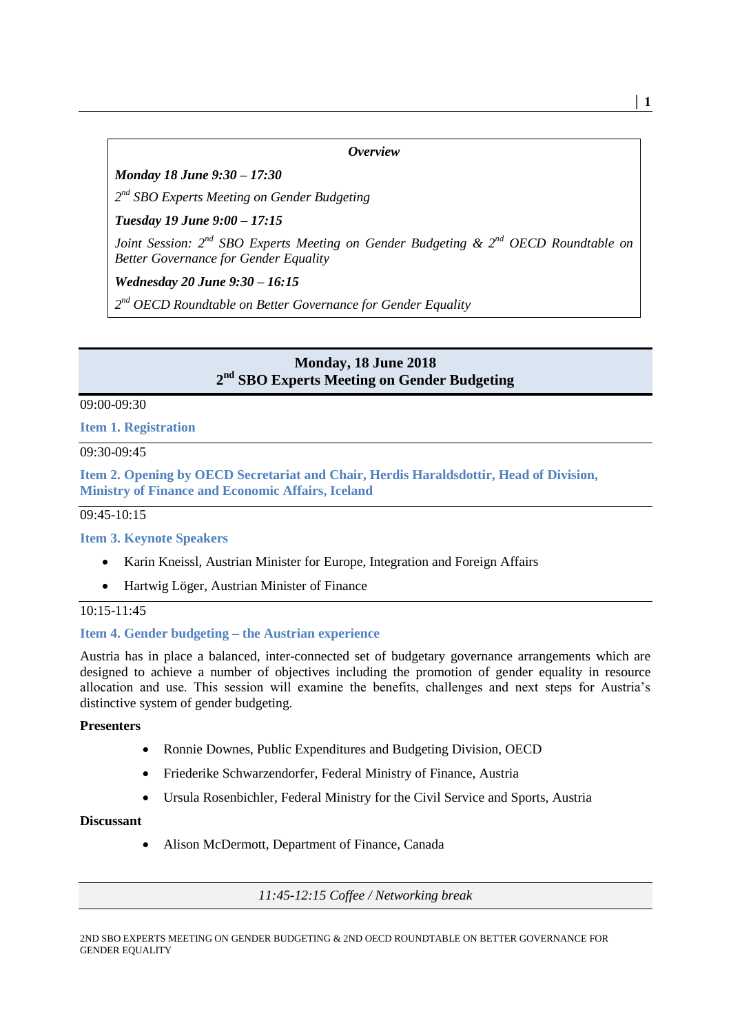*Overview*

***Monday 18 June 9:30 – 17:30***

*2nd SBO Experts Meeting on Gender Budgeting*

***Tuesday 19 June 9:00 – 17:15***

*Joint Session: 2nd SBO Experts Meeting on Gender Budgeting & 2nd OECD Roundtable on Better Governance for Gender Equality*

***Wednesday 20 June 9:30 – 16:15***

*2nd OECD Roundtable on Better Governance for Gender Equality*

## Monday, 18 June 2018
## 2nd SBO Experts Meeting on Gender Budgeting

09:00-09:30

### Item 1. Registration

09:30-09:45

### Item 2. Opening by OECD Secretariat and Chair, Herdis Haraldsdottir, Head of Division, Ministry of Finance and Economic Affairs, Iceland

09:45-10:15

### Item 3. Keynote Speakers

- Karin Kneissl, Austrian Minister for Europe, Integration and Foreign Affairs
- Hartwig Löger, Austrian Minister of Finance

10:15-11:45

### Item 4. Gender budgeting – the Austrian experience

Austria has in place a balanced, inter-connected set of budgetary governance arrangements which are designed to achieve a number of objectives including the promotion of gender equality in resource allocation and use. This session will examine the benefits, challenges and next steps for Austria's distinctive system of gender budgeting.

**Presenters**

- Ronnie Downes, Public Expenditures and Budgeting Division, OECD
- Friederike Schwarzendorfer, Federal Ministry of Finance, Austria
- Ursula Rosenbichler, Federal Ministry for the Civil Service and Sports, Austria

**Discussant**

- Alison McDermott, Department of Finance, Canada

*11:45-12:15 Coffee / Networking break*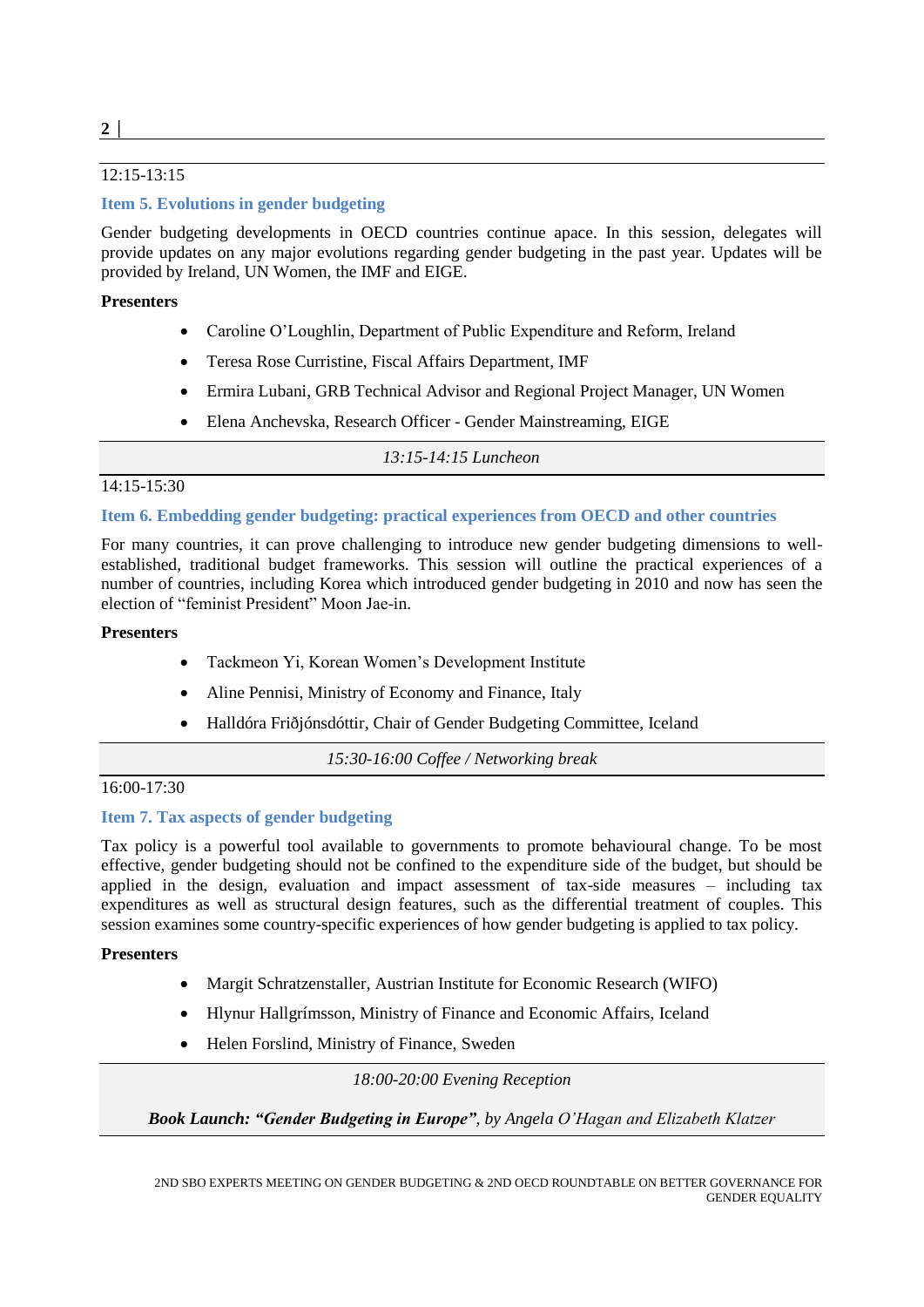12:15-13:15

### Item 5. Evolutions in gender budgeting

Gender budgeting developments in OECD countries continue apace. In this session, delegates will provide updates on any major evolutions regarding gender budgeting in the past year. Updates will be provided by Ireland, UN Women, the IMF and EIGE.

**Presenters**

- Caroline O'Loughlin, Department of Public Expenditure and Reform, Ireland
- Teresa Rose Curristine, Fiscal Affairs Department, IMF
- Ermira Lubani, GRB Technical Advisor and Regional Project Manager, UN Women
- Elena Anchevska, Research Officer - Gender Mainstreaming, EIGE

*13:15-14:15 Luncheon*

14:15-15:30

### Item 6. Embedding gender budgeting: practical experiences from OECD and other countries

For many countries, it can prove challenging to introduce new gender budgeting dimensions to well-established, traditional budget frameworks. This session will outline the practical experiences of a number of countries, including Korea which introduced gender budgeting in 2010 and now has seen the election of "feminist President" Moon Jae-in.

**Presenters**

- Tackmeon Yi, Korean Women's Development Institute
- Aline Pennisi, Ministry of Economy and Finance, Italy
- Halldóra Friðjónsdóttir, Chair of Gender Budgeting Committee, Iceland

*15:30-16:00 Coffee / Networking break*

16:00-17:30

### Item 7. Tax aspects of gender budgeting

Tax policy is a powerful tool available to governments to promote behavioural change. To be most effective, gender budgeting should not be confined to the expenditure side of the budget, but should be applied in the design, evaluation and impact assessment of tax-side measures – including tax expenditures as well as structural design features, such as the differential treatment of couples. This session examines some country-specific experiences of how gender budgeting is applied to tax policy.

**Presenters**

- Margit Schratzenstaller, Austrian Institute for Economic Research (WIFO)
- Hlynur Hallgrímsson, Ministry of Finance and Economic Affairs, Iceland
- Helen Forslind, Ministry of Finance, Sweden

*18:00-20:00 Evening Reception*

***Book Launch: "Gender Budgeting in Europe"****, by Angela O'Hagan and Elizabeth Klatzer*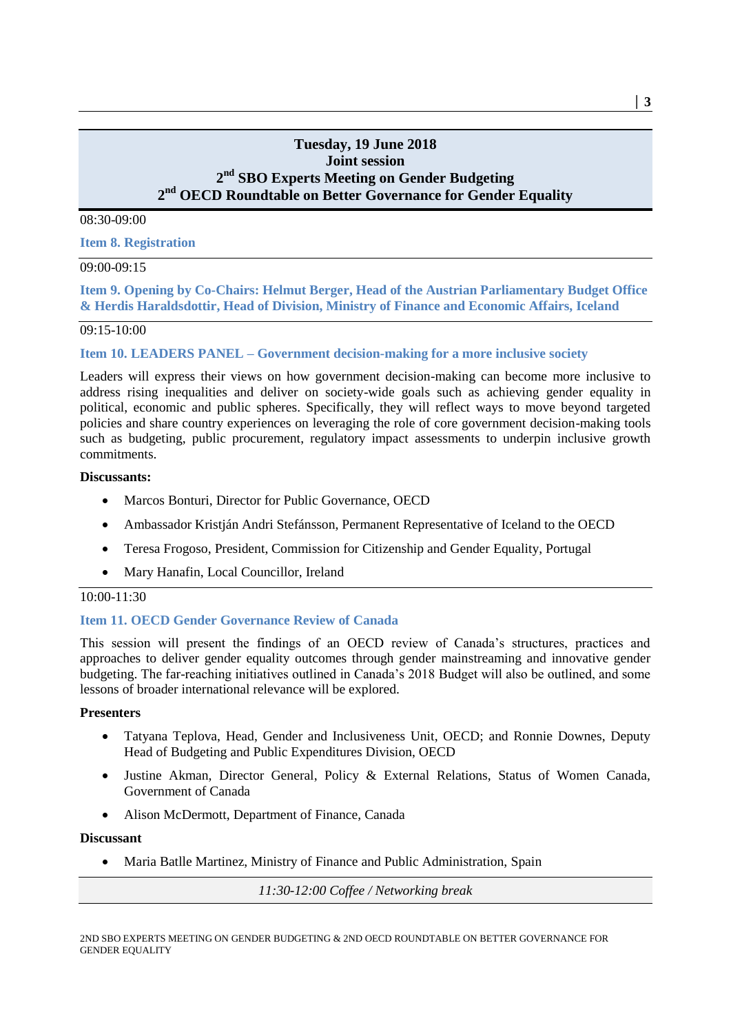## Tuesday, 19 June 2018
## Joint session
## 2nd SBO Experts Meeting on Gender Budgeting
## 2nd OECD Roundtable on Better Governance for Gender Equality

08:30-09:00

### Item 8. Registration

09:00-09:15

### Item 9. Opening by Co-Chairs: Helmut Berger, Head of the Austrian Parliamentary Budget Office & Herdis Haraldsdottir, Head of Division, Ministry of Finance and Economic Affairs, Iceland

09:15-10:00

### Item 10. LEADERS PANEL – Government decision-making for a more inclusive society

Leaders will express their views on how government decision-making can become more inclusive to address rising inequalities and deliver on society-wide goals such as achieving gender equality in political, economic and public spheres. Specifically, they will reflect ways to move beyond targeted policies and share country experiences on leveraging the role of core government decision-making tools such as budgeting, public procurement, regulatory impact assessments to underpin inclusive growth commitments.

**Discussants:**

- Marcos Bonturi, Director for Public Governance, OECD
- Ambassador Kristján Andri Stefánsson, Permanent Representative of Iceland to the OECD
- Teresa Frogoso, President, Commission for Citizenship and Gender Equality, Portugal
- Mary Hanafin, Local Councillor, Ireland

10:00-11:30

### Item 11. OECD Gender Governance Review of Canada

This session will present the findings of an OECD review of Canada's structures, practices and approaches to deliver gender equality outcomes through gender mainstreaming and innovative gender budgeting. The far-reaching initiatives outlined in Canada's 2018 Budget will also be outlined, and some lessons of broader international relevance will be explored.

**Presenters**

- Tatyana Teplova, Head, Gender and Inclusiveness Unit, OECD; and Ronnie Downes, Deputy Head of Budgeting and Public Expenditures Division, OECD
- Justine Akman, Director General, Policy & External Relations, Status of Women Canada, Government of Canada
- Alison McDermott, Department of Finance, Canada

**Discussant**

- Maria Batlle Martinez, Ministry of Finance and Public Administration, Spain

*11:30-12:00 Coffee / Networking break*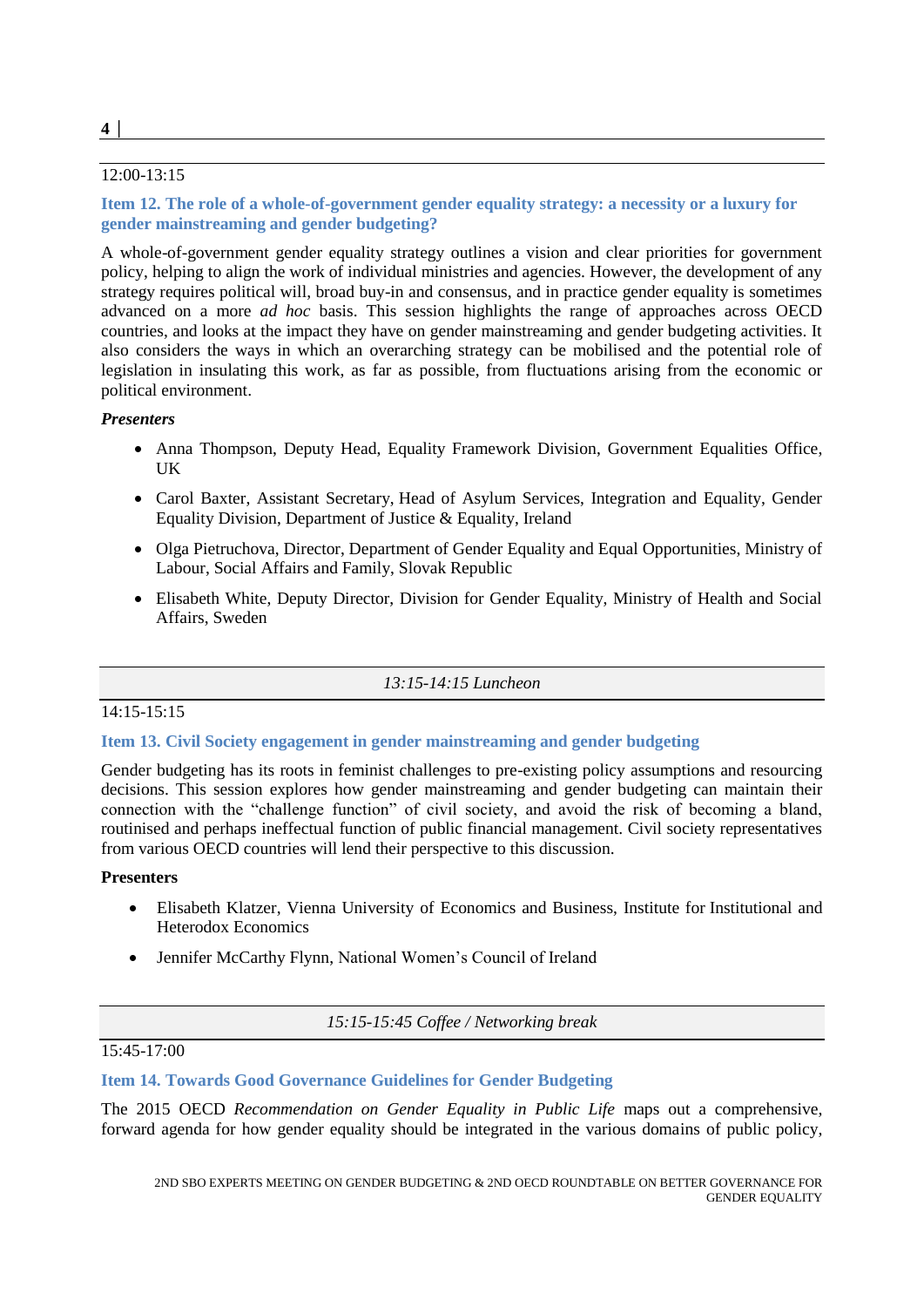12:00-13:15

### Item 12. The role of a whole-of-government gender equality strategy: a necessity or a luxury for gender mainstreaming and gender budgeting?

A whole-of-government gender equality strategy outlines a vision and clear priorities for government policy, helping to align the work of individual ministries and agencies. However, the development of any strategy requires political will, broad buy-in and consensus, and in practice gender equality is sometimes advanced on a more *ad hoc* basis. This session highlights the range of approaches across OECD countries, and looks at the impact they have on gender mainstreaming and gender budgeting activities. It also considers the ways in which an overarching strategy can be mobilised and the potential role of legislation in insulating this work, as far as possible, from fluctuations arising from the economic or political environment.

***Presenters***

- Anna Thompson, Deputy Head, Equality Framework Division, Government Equalities Office, UK
- Carol Baxter, Assistant Secretary, Head of Asylum Services, Integration and Equality, Gender Equality Division, Department of Justice & Equality, Ireland
- Olga Pietruchova, Director, Department of Gender Equality and Equal Opportunities, Ministry of Labour, Social Affairs and Family, Slovak Republic
- Elisabeth White, Deputy Director, Division for Gender Equality, Ministry of Health and Social Affairs, Sweden

*13:15-14:15 Luncheon*

14:15-15:15

### Item 13. Civil Society engagement in gender mainstreaming and gender budgeting

Gender budgeting has its roots in feminist challenges to pre-existing policy assumptions and resourcing decisions. This session explores how gender mainstreaming and gender budgeting can maintain their connection with the "challenge function" of civil society, and avoid the risk of becoming a bland, routinised and perhaps ineffectual function of public financial management. Civil society representatives from various OECD countries will lend their perspective to this discussion.

**Presenters**

- Elisabeth Klatzer, Vienna University of Economics and Business, Institute for Institutional and Heterodox Economics
- Jennifer McCarthy Flynn, National Women's Council of Ireland

*15:15-15:45 Coffee / Networking break*

15:45-17:00

### Item 14. Towards Good Governance Guidelines for Gender Budgeting

The 2015 OECD *Recommendation on Gender Equality in Public Life* maps out a comprehensive, forward agenda for how gender equality should be integrated in the various domains of public policy,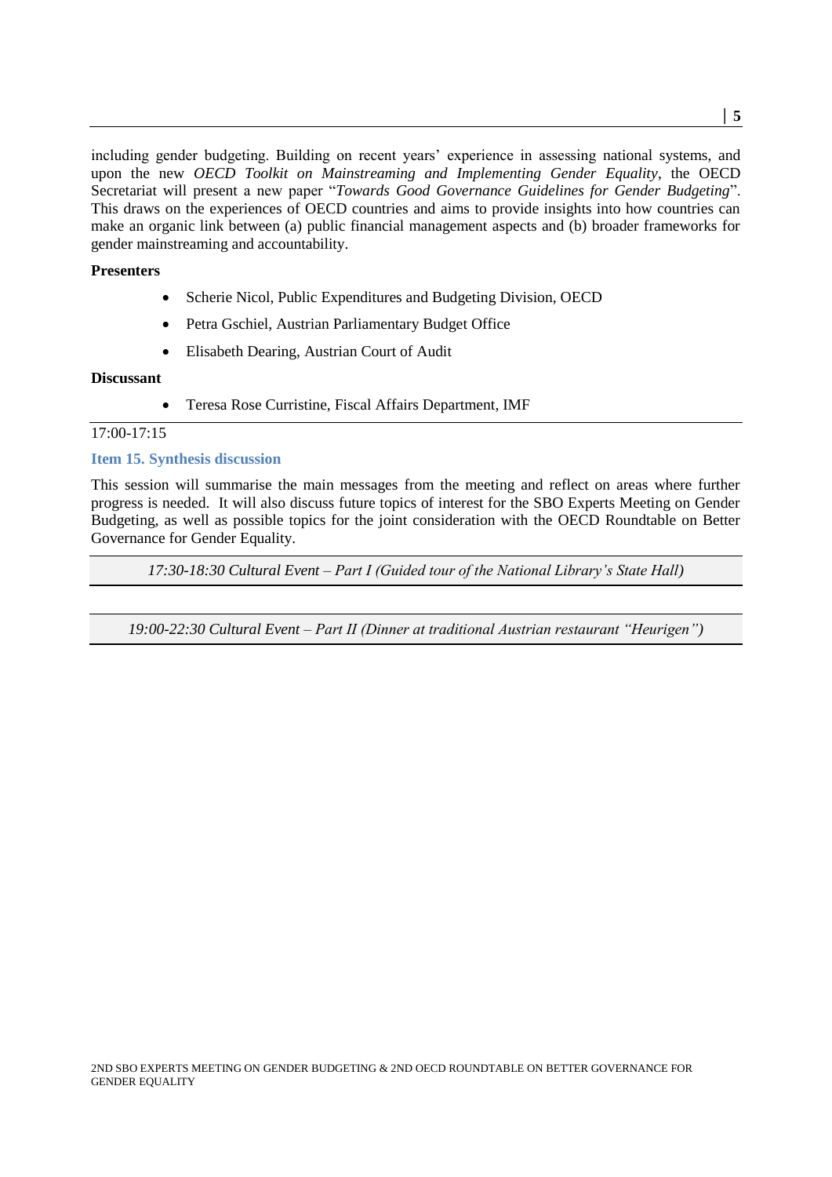including gender budgeting. Building on recent years' experience in assessing national systems, and upon the new *OECD Toolkit on Mainstreaming and Implementing Gender Equality*, the OECD Secretariat will present a new paper "*Towards Good Governance Guidelines for Gender Budgeting*". This draws on the experiences of OECD countries and aims to provide insights into how countries can make an organic link between (a) public financial management aspects and (b) broader frameworks for gender mainstreaming and accountability.

**Presenters**

- Scherie Nicol, Public Expenditures and Budgeting Division, OECD
- Petra Gschiel, Austrian Parliamentary Budget Office
- Elisabeth Dearing, Austrian Court of Audit

**Discussant**

- Teresa Rose Curristine, Fiscal Affairs Department, IMF

17:00-17:15

### Item 15. Synthesis discussion

This session will summarise the main messages from the meeting and reflect on areas where further progress is needed. It will also discuss future topics of interest for the SBO Experts Meeting on Gender Budgeting, as well as possible topics for the joint consideration with the OECD Roundtable on Better Governance for Gender Equality.

*17:30-18:30 Cultural Event – Part I (Guided tour of the National Library's State Hall)*

*19:00-22:30 Cultural Event – Part II (Dinner at traditional Austrian restaurant "Heurigen")*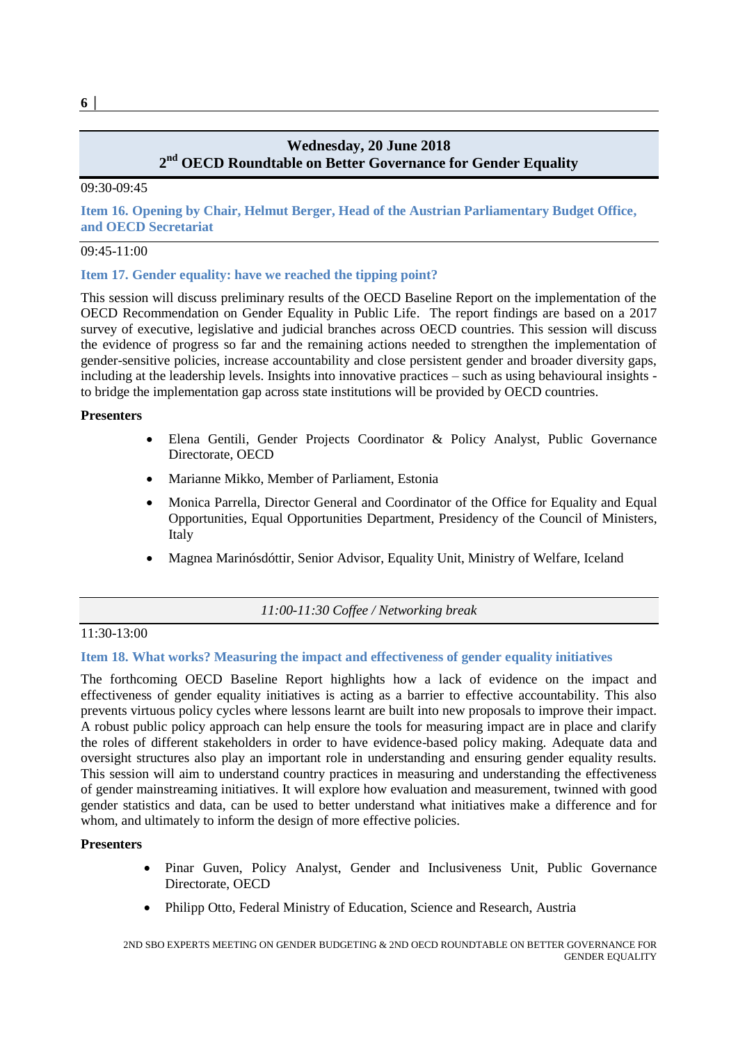## Wednesday, 20 June 2018
## 2nd OECD Roundtable on Better Governance for Gender Equality

09:30-09:45

### Item 16. Opening by Chair, Helmut Berger, Head of the Austrian Parliamentary Budget Office, and OECD Secretariat

09:45-11:00

### Item 17. Gender equality: have we reached the tipping point?

This session will discuss preliminary results of the OECD Baseline Report on the implementation of the OECD Recommendation on Gender Equality in Public Life. The report findings are based on a 2017 survey of executive, legislative and judicial branches across OECD countries. This session will discuss the evidence of progress so far and the remaining actions needed to strengthen the implementation of gender-sensitive policies, increase accountability and close persistent gender and broader diversity gaps, including at the leadership levels. Insights into innovative practices – such as using behavioural insights - to bridge the implementation gap across state institutions will be provided by OECD countries.

**Presenters**

- Elena Gentili, Gender Projects Coordinator & Policy Analyst, Public Governance Directorate, OECD
- Marianne Mikko, Member of Parliament, Estonia
- Monica Parrella, Director General and Coordinator of the Office for Equality and Equal Opportunities, Equal Opportunities Department, Presidency of the Council of Ministers, Italy
- Magnea Marinósdóttir, Senior Advisor, Equality Unit, Ministry of Welfare, Iceland

*11:00-11:30 Coffee / Networking break*

11:30-13:00

### Item 18. What works? Measuring the impact and effectiveness of gender equality initiatives

The forthcoming OECD Baseline Report highlights how a lack of evidence on the impact and effectiveness of gender equality initiatives is acting as a barrier to effective accountability. This also prevents virtuous policy cycles where lessons learnt are built into new proposals to improve their impact. A robust public policy approach can help ensure the tools for measuring impact are in place and clarify the roles of different stakeholders in order to have evidence-based policy making. Adequate data and oversight structures also play an important role in understanding and ensuring gender equality results. This session will aim to understand country practices in measuring and understanding the effectiveness of gender mainstreaming initiatives. It will explore how evaluation and measurement, twinned with good gender statistics and data, can be used to better understand what initiatives make a difference and for whom, and ultimately to inform the design of more effective policies.

**Presenters**

- Pinar Guven, Policy Analyst, Gender and Inclusiveness Unit, Public Governance Directorate, OECD
- Philipp Otto, Federal Ministry of Education, Science and Research, Austria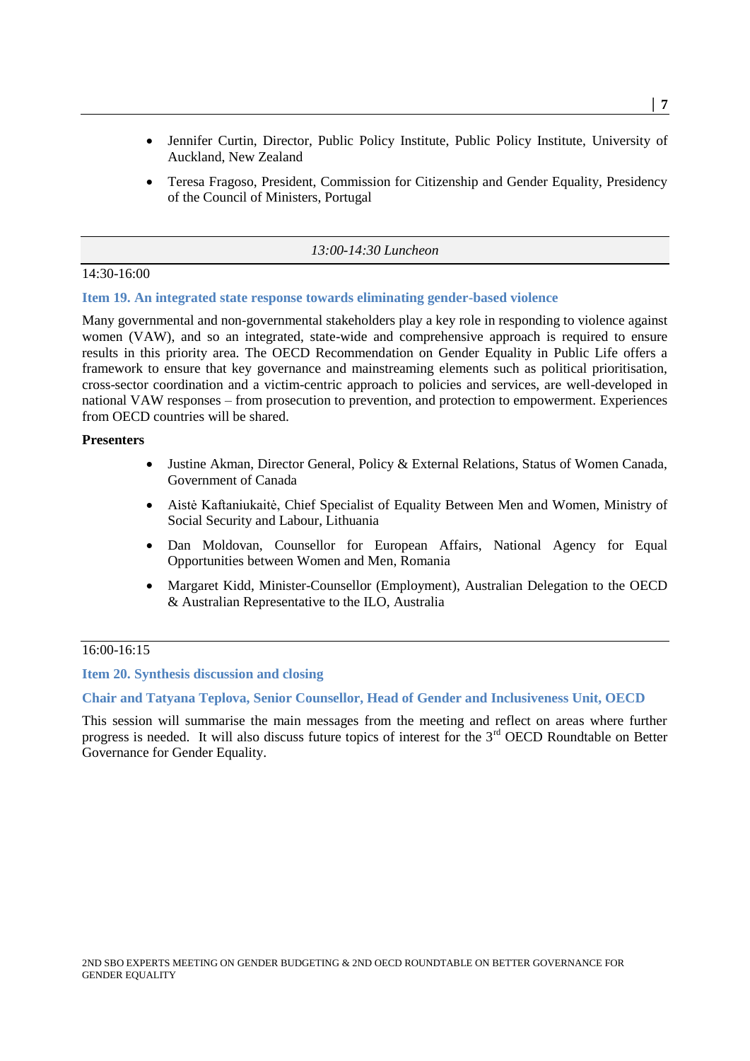- Jennifer Curtin, Director, Public Policy Institute, Public Policy Institute, University of Auckland, New Zealand
- Teresa Fragoso, President, Commission for Citizenship and Gender Equality, Presidency of the Council of Ministers, Portugal

*13:00-14:30 Luncheon*

14:30-16:00

### Item 19. An integrated state response towards eliminating gender-based violence

Many governmental and non-governmental stakeholders play a key role in responding to violence against women (VAW), and so an integrated, state-wide and comprehensive approach is required to ensure results in this priority area. The OECD Recommendation on Gender Equality in Public Life offers a framework to ensure that key governance and mainstreaming elements such as political prioritisation, cross-sector coordination and a victim-centric approach to policies and services, are well-developed in national VAW responses – from prosecution to prevention, and protection to empowerment. Experiences from OECD countries will be shared.

**Presenters**

- Justine Akman, Director General, Policy & External Relations, Status of Women Canada, Government of Canada
- Aistė Kaftaniukaitė, Chief Specialist of Equality Between Men and Women, Ministry of Social Security and Labour, Lithuania
- Dan Moldovan, Counsellor for European Affairs, National Agency for Equal Opportunities between Women and Men, Romania
- Margaret Kidd, Minister-Counsellor (Employment), Australian Delegation to the OECD & Australian Representative to the ILO, Australia

16:00-16:15

### Item 20. Synthesis discussion and closing

### Chair and Tatyana Teplova, Senior Counsellor, Head of Gender and Inclusiveness Unit, OECD

This session will summarise the main messages from the meeting and reflect on areas where further progress is needed. It will also discuss future topics of interest for the 3rd OECD Roundtable on Better Governance for Gender Equality.